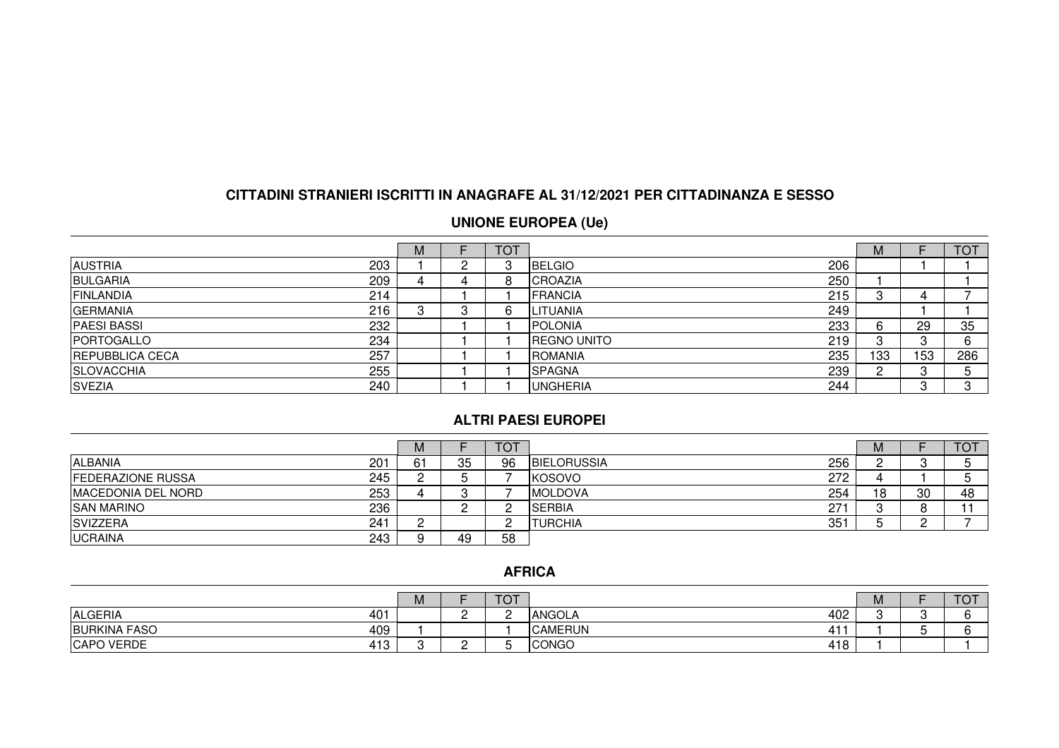# CITTADINI STRANIERI ISCRITTI IN ANAGRAFE AL 31/12/2021 PER CITTADINANZA E SESSO

## UNIONE EUROPEA (Ue)

| | | M | F | TOT | | | M | F | TOT |
|---|---|---|---|---|---|---|---|---|---|
| AUSTRIA | 203 | 1 | 2 | 3 | BELGIO | 206 | | 1 | 1 |
| BULGARIA | 209 | 4 | 4 | 8 | CROAZIA | 250 | 1 | | 1 |
| FINLANDIA | 214 | | 1 | 1 | FRANCIA | 215 | 3 | 4 | 7 |
| GERMANIA | 216 | 3 | 3 | 6 | LITUANIA | 249 | | 1 | 1 |
| PAESI BASSI | 232 | | 1 | 1 | POLONIA | 233 | 6 | 29 | 35 |
| PORTOGALLO | 234 | | 1 | 1 | REGNO UNITO | 219 | 3 | 3 | 6 |
| REPUBBLICA CECA | 257 | | 1 | 1 | ROMANIA | 235 | 133 | 153 | 286 |
| SLOVACCHIA | 255 | | 1 | 1 | SPAGNA | 239 | 2 | 3 | 5 |
| SVEZIA | 240 | | 1 | 1 | UNGHERIA | 244 | | 3 | 3 |

## ALTRI PAESI EUROPEI

| | | M | F | TOT | | | M | F | TOT |
|---|---|---|---|---|---|---|---|---|---|
| ALBANIA | 201 | 61 | 35 | 96 | BIELORUSSIA | 256 | 2 | 3 | 5 |
| FEDERAZIONE RUSSA | 245 | 2 | 5 | 7 | KOSOVO | 272 | 4 | 1 | 5 |
| MACEDONIA DEL NORD | 253 | 4 | 3 | 7 | MOLDOVA | 254 | 18 | 30 | 48 |
| SAN MARINO | 236 | | 2 | 2 | SERBIA | 271 | 3 | 8 | 11 |
| SVIZZERA | 241 | 2 | | 2 | TURCHIA | 351 | 5 | 2 | 7 |
| UCRAINA | 243 | 9 | 49 | 58 | | | | | |

## AFRICA

| | | M | F | TOT | | | M | F | TOT |
|---|---|---|---|---|---|---|---|---|---|
| ALGERIA | 401 | | 2 | 2 | ANGOLA | 402 | 3 | 3 | 6 |
| BURKINA FASO | 409 | 1 | | 1 | CAMERUN | 411 | 1 | 5 | 6 |
| CAPO VERDE | 413 | 3 | 2 | 5 | CONGO | 418 | 1 | | 1 |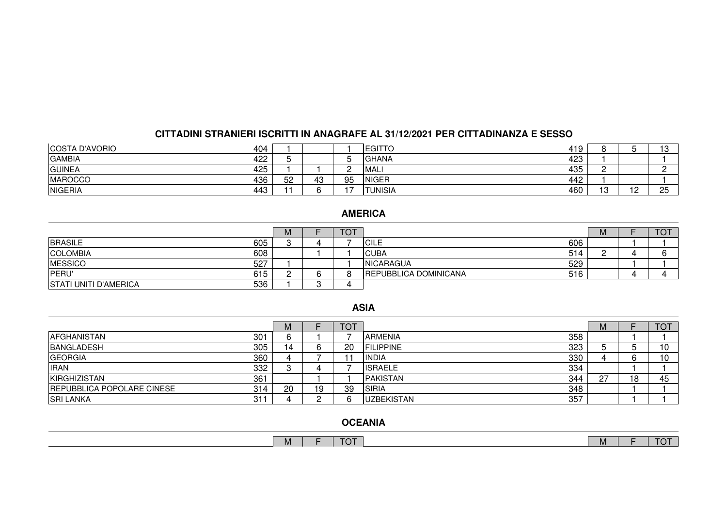## CITTADINI STRANIERI ISCRITTI IN ANAGRAFE AL 31/12/2021 PER CITTADINANZA E SESSO

| | | M | F | TOT | | | M | F | TOT |
|---|---|---|---|---|---|---|---|---|---|
| COSTA D'AVORIO | 404 | 1 | | 1 | EGITTO | 419 | 8 | 5 | 13 |
| GAMBIA | 422 | 5 | | 5 | GHANA | 423 | 1 | | 1 |
| GUINEA | 425 | 1 | 1 | 2 | MALI | 435 | 2 | | 2 |
| MAROCCO | 436 | 52 | 43 | 95 | NIGER | 442 | 1 | | 1 |
| NIGERIA | 443 | 11 | 6 | 17 | TUNISIA | 460 | 13 | 12 | 25 |

### AMERICA

| | | M | F | TOT | | | M | F | TOT |
|---|---|---|---|---|---|---|---|---|---|
| BRASILE | 605 | 3 | 4 | 7 | CILE | 606 | | 1 | 1 |
| COLOMBIA | 608 | | 1 | 1 | CUBA | 514 | 2 | 4 | 6 |
| MESSICO | 527 | 1 | | 1 | NICARAGUA | 529 | | 1 | 1 |
| PERU' | 615 | 2 | 6 | 8 | REPUBBLICA DOMINICANA | 516 | | 4 | 4 |
| STATI UNITI D'AMERICA | 536 | 1 | 3 | 4 | | | | | |

### ASIA

| | | M | F | TOT | | | M | F | TOT |
|---|---|---|---|---|---|---|---|---|---|
| AFGHANISTAN | 301 | 6 | 1 | 7 | ARMENIA | 358 | | 1 | 1 |
| BANGLADESH | 305 | 14 | 6 | 20 | FILIPPINE | 323 | 5 | 5 | 10 |
| GEORGIA | 360 | 4 | 7 | 11 | INDIA | 330 | 4 | 6 | 10 |
| IRAN | 332 | 3 | 4 | 7 | ISRAELE | 334 | | 1 | 1 |
| KIRGHIZISTAN | 361 | | 1 | 1 | PAKISTAN | 344 | 27 | 18 | 45 |
| REPUBBLICA POPOLARE CINESE | 314 | 20 | 19 | 39 | SIRIA | 348 | | 1 | 1 |
| SRI LANKA | 311 | 4 | 2 | 6 | UZBEKISTAN | 357 | | 1 | 1 |

### OCEANIA

| | | M | F | TOT | | | M | F | TOT |
|---|---|---|---|---|---|---|---|---|---|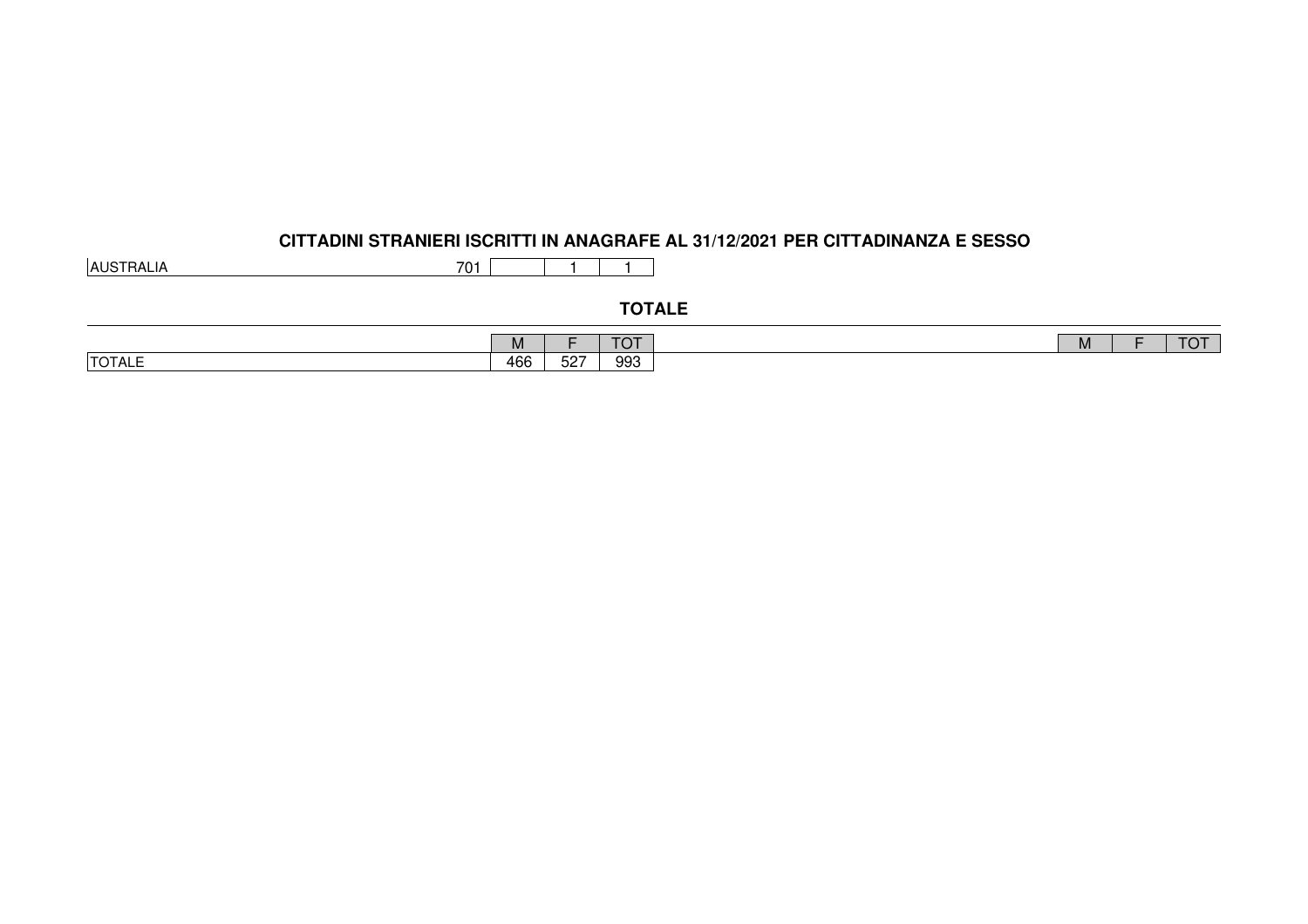## CITTADINI STRANIERI ISCRITTI IN ANAGRAFE AL 31/12/2021 PER CITTADINANZA E SESSO

| | | | | |
|---|---|---|---|---|
| AUSTRALIA | 701 | | 1 | 1 |

### TOTALE

| | M | F | TOT | | M | F | TOT |
|---|---|---|---|---|---|---|---|
| TOTALE | 466 | 527 | 993 | | | | |